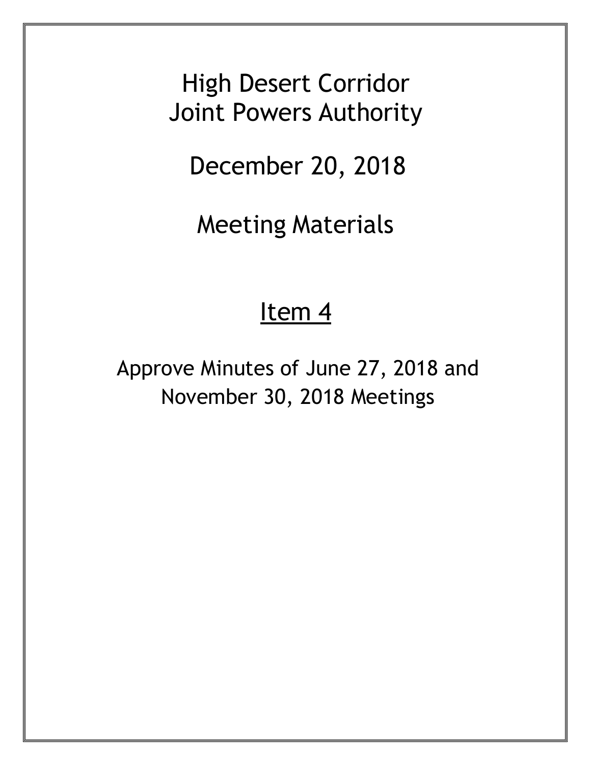# High Desert Corridor
# Joint Powers Authority

## December 20, 2018

## Meeting Materials

## Item 4

Approve Minutes of June 27, 2018 and November 30, 2018 Meetings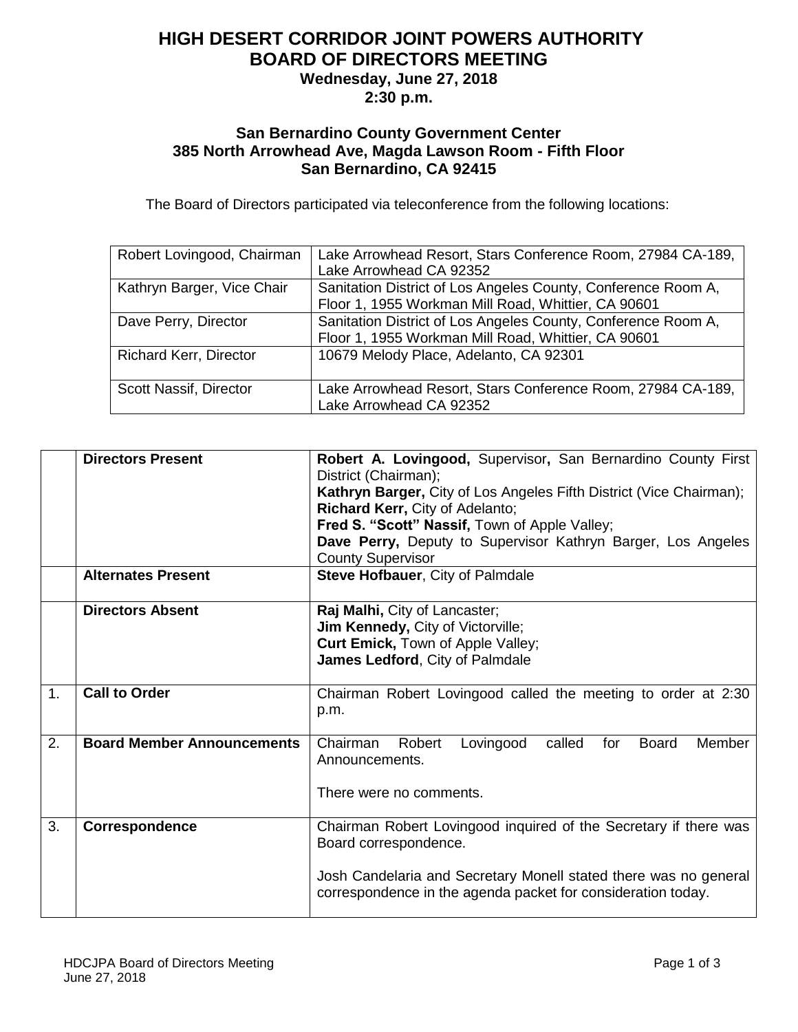# HIGH DESERT CORRIDOR JOINT POWERS AUTHORITY
# BOARD OF DIRECTORS MEETING

**Wednesday, June 27, 2018**
**2:30 p.m.**

**San Bernardino County Government Center**
**385 North Arrowhead Ave, Magda Lawson Room - Fifth Floor**
**San Bernardino, CA 92415**

The Board of Directors participated via teleconference from the following locations:

| | |
|---|---|
| Robert Lovingood, Chairman | Lake Arrowhead Resort, Stars Conference Room, 27984 CA-189, Lake Arrowhead CA 92352 |
| Kathryn Barger, Vice Chair | Sanitation District of Los Angeles County, Conference Room A, Floor 1, 1955 Workman Mill Road, Whittier, CA 90601 |
| Dave Perry, Director | Sanitation District of Los Angeles County, Conference Room A, Floor 1, 1955 Workman Mill Road, Whittier, CA 90601 |
| Richard Kerr, Director | 10679 Melody Place, Adelanto, CA 92301 |
| Scott Nassif, Director | Lake Arrowhead Resort, Stars Conference Room, 27984 CA-189, Lake Arrowhead CA 92352 |

| | | |
|---|---|---|
| | **Directors Present** | **Robert A. Lovingood,** Supervisor**,** San Bernardino County First District (Chairman); **Kathryn Barger,** City of Los Angeles Fifth District (Vice Chairman); **Richard Kerr,** City of Adelanto; **Fred S. "Scott" Nassif,** Town of Apple Valley; **Dave Perry,** Deputy to Supervisor Kathryn Barger, Los Angeles County Supervisor |
| | **Alternates Present** | **Steve Hofbauer**, City of Palmdale |
| | **Directors Absent** | **Raj Malhi,** City of Lancaster; **Jim Kennedy,** City of Victorville; **Curt Emick,** Town of Apple Valley; **James Ledford**, City of Palmdale |
| 1. | **Call to Order** | Chairman Robert Lovingood called the meeting to order at 2:30 p.m. |
| 2. | **Board Member Announcements** | Chairman Robert Lovingood called for Board Member Announcements.<br><br>There were no comments. |
| 3. | **Correspondence** | Chairman Robert Lovingood inquired of the Secretary if there was Board correspondence.<br><br>Josh Candelaria and Secretary Monell stated there was no general correspondence in the agenda packet for consideration today. |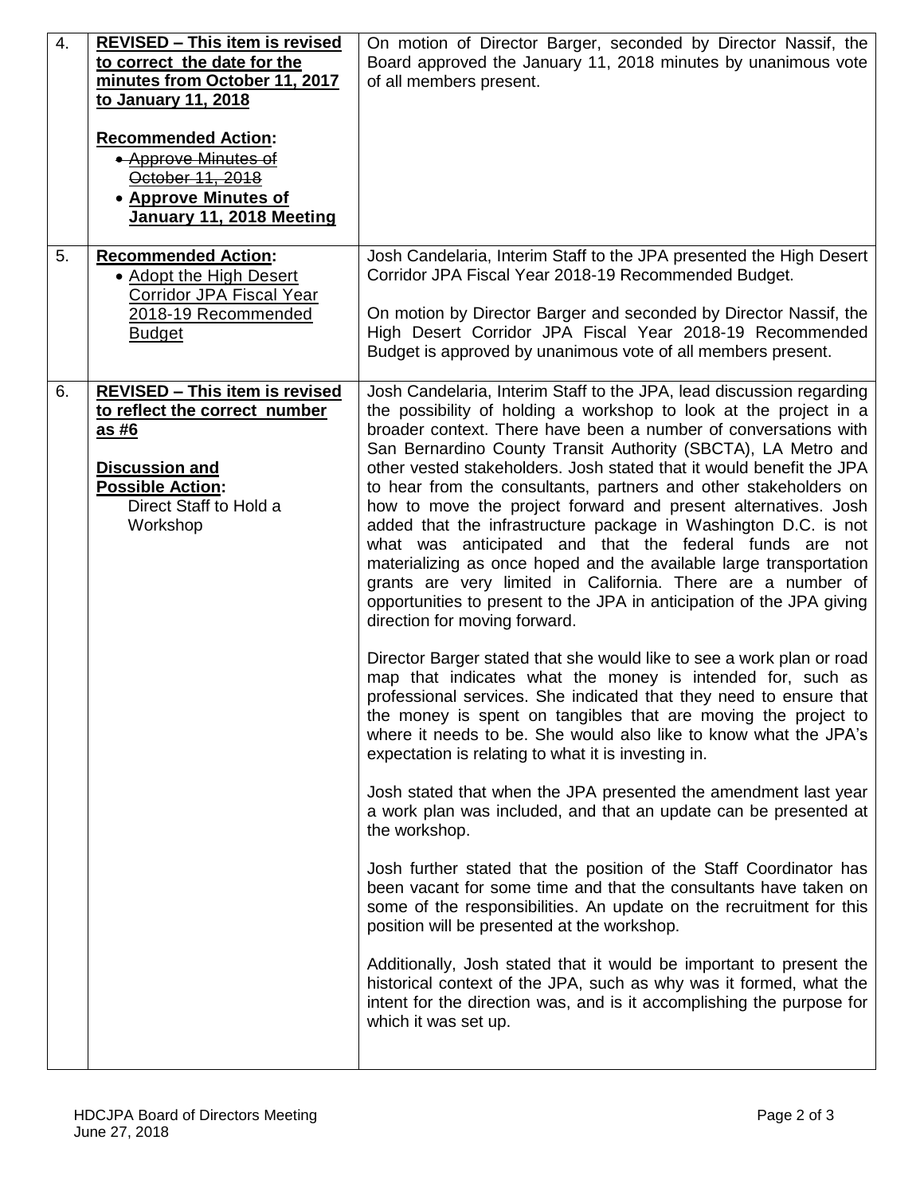| | | |
|---|---|---|
| 4. | **REVISED – This item is revised to correct the date for the minutes from October 11, 2017 to January 11, 2018**<br><br>**Recommended Action:**<br>• ~~Approve Minutes of October 11, 2018~~<br>• **Approve Minutes of January 11, 2018 Meeting** | On motion of Director Barger, seconded by Director Nassif, the Board approved the January 11, 2018 minutes by unanimous vote of all members present. |
| 5. | **Recommended Action:**<br>• Adopt the High Desert Corridor JPA Fiscal Year 2018-19 Recommended Budget | Josh Candelaria, Interim Staff to the JPA presented the High Desert Corridor JPA Fiscal Year 2018-19 Recommended Budget.<br><br>On motion by Director Barger and seconded by Director Nassif, the High Desert Corridor JPA Fiscal Year 2018-19 Recommended Budget is approved by unanimous vote of all members present. |
| 6. | **REVISED – This item is revised to reflect the correct number as #6**<br><br>**Discussion and Possible Action:**<br>Direct Staff to Hold a Workshop | Josh Candelaria, Interim Staff to the JPA, lead discussion regarding the possibility of holding a workshop to look at the project in a broader context. There have been a number of conversations with San Bernardino County Transit Authority (SBCTA), LA Metro and other vested stakeholders. Josh stated that it would benefit the JPA to hear from the consultants, partners and other stakeholders on how to move the project forward and present alternatives. Josh added that the infrastructure package in Washington D.C. is not what was anticipated and that the federal funds are not materializing as once hoped and the available large transportation grants are very limited in California. There are a number of opportunities to present to the JPA in anticipation of the JPA giving direction for moving forward.<br><br>Director Barger stated that she would like to see a work plan or road map that indicates what the money is intended for, such as professional services. She indicated that they need to ensure that the money is spent on tangibles that are moving the project to where it needs to be. She would also like to know what the JPA's expectation is relating to what it is investing in.<br><br>Josh stated that when the JPA presented the amendment last year a work plan was included, and that an update can be presented at the workshop.<br><br>Josh further stated that the position of the Staff Coordinator has been vacant for some time and that the consultants have taken on some of the responsibilities. An update on the recruitment for this position will be presented at the workshop.<br><br>Additionally, Josh stated that it would be important to present the historical context of the JPA, such as why was it formed, what the intent for the direction was, and is it accomplishing the purpose for which it was set up. |

HDCJPA Board of Directors Meeting
June 27, 2018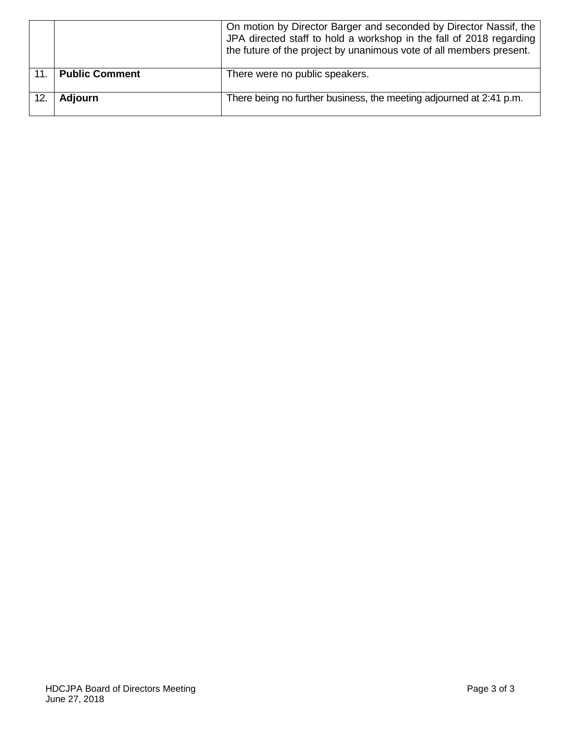| | | |
|---|---|---|
| | | On motion by Director Barger and seconded by Director Nassif, the JPA directed staff to hold a workshop in the fall of 2018 regarding the future of the project by unanimous vote of all members present. |
| 11. | **Public Comment** | There were no public speakers. |
| 12. | **Adjourn** | There being no further business, the meeting adjourned at 2:41 p.m. |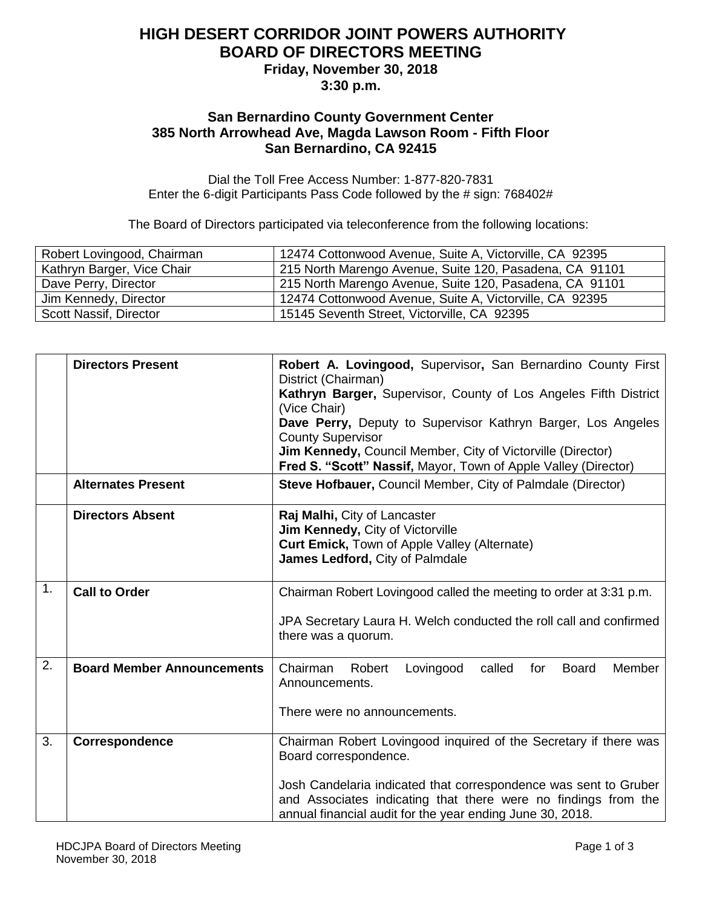# HIGH DESERT CORRIDOR JOINT POWERS AUTHORITY
# BOARD OF DIRECTORS MEETING

**Friday, November 30, 2018**
**3:30 p.m.**

**San Bernardino County Government Center**
**385 North Arrowhead Ave, Magda Lawson Room - Fifth Floor**
**San Bernardino, CA 92415**

Dial the Toll Free Access Number: 1-877-820-7831
Enter the 6-digit Participants Pass Code followed by the # sign: 768402#

The Board of Directors participated via teleconference from the following locations:

| | |
|---|---|
| Robert Lovingood, Chairman | 12474 Cottonwood Avenue, Suite A, Victorville, CA 92395 |
| Kathryn Barger, Vice Chair | 215 North Marengo Avenue, Suite 120, Pasadena, CA 91101 |
| Dave Perry, Director | 215 North Marengo Avenue, Suite 120, Pasadena, CA 91101 |
| Jim Kennedy, Director | 12474 Cottonwood Avenue, Suite A, Victorville, CA 92395 |
| Scott Nassif, Director | 15145 Seventh Street, Victorville, CA 92395 |

| | | |
|---|---|---|
| | **Directors Present** | **Robert A. Lovingood,** Supervisor**,** San Bernardino County First District (Chairman)<br>**Kathryn Barger,** Supervisor, County of Los Angeles Fifth District (Vice Chair)<br>**Dave Perry,** Deputy to Supervisor Kathryn Barger, Los Angeles County Supervisor<br>**Jim Kennedy,** Council Member, City of Victorville (Director)<br>**Fred S. "Scott" Nassif,** Mayor, Town of Apple Valley (Director) |
| | **Alternates Present** | **Steve Hofbauer,** Council Member, City of Palmdale (Director) |
| | **Directors Absent** | **Raj Malhi,** City of Lancaster<br>**Jim Kennedy,** City of Victorville<br>**Curt Emick,** Town of Apple Valley (Alternate)<br>**James Ledford,** City of Palmdale |
| 1. | **Call to Order** | Chairman Robert Lovingood called the meeting to order at 3:31 p.m.<br><br>JPA Secretary Laura H. Welch conducted the roll call and confirmed there was a quorum. |
| 2. | **Board Member Announcements** | Chairman Robert Lovingood called for Board Member Announcements.<br><br>There were no announcements. |
| 3. | **Correspondence** | Chairman Robert Lovingood inquired of the Secretary if there was Board correspondence.<br><br>Josh Candelaria indicated that correspondence was sent to Gruber and Associates indicating that there were no findings from the annual financial audit for the year ending June 30, 2018. |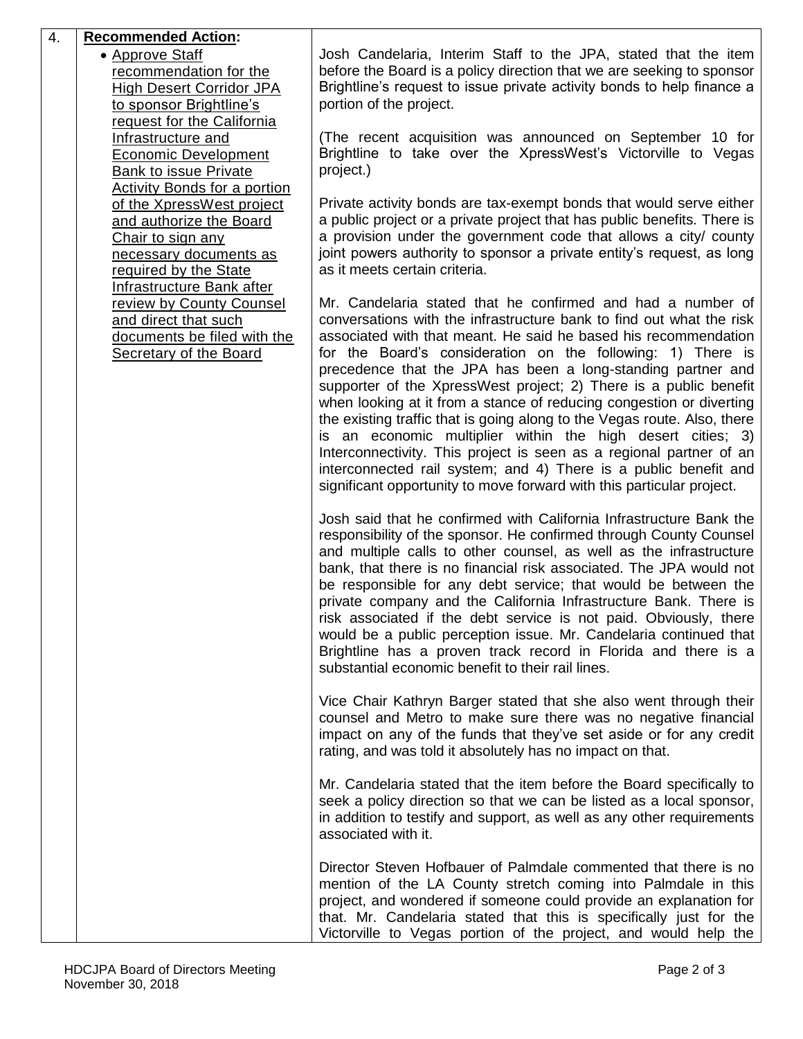| 4. | **Recommended Action:** | |
|---|---|---|
| | • Approve Staff recommendation for the High Desert Corridor JPA to sponsor Brightline's request for the California Infrastructure and Economic Development Bank to issue Private Activity Bonds for a portion of the XpressWest project and authorize the Board Chair to sign any necessary documents as required by the State Infrastructure Bank after review by County Counsel and direct that such documents be filed with the Secretary of the Board | Josh Candelaria, Interim Staff to the JPA, stated that the item before the Board is a policy direction that we are seeking to sponsor Brightline's request to issue private activity bonds to help finance a portion of the project.<br><br>(The recent acquisition was announced on September 10 for Brightline to take over the XpressWest's Victorville to Vegas project.)<br><br>Private activity bonds are tax-exempt bonds that would serve either a public project or a private project that has public benefits. There is a provision under the government code that allows a city/ county joint powers authority to sponsor a private entity's request, as long as it meets certain criteria.<br><br>Mr. Candelaria stated that he confirmed and had a number of conversations with the infrastructure bank to find out what the risk associated with that meant. He said he based his recommendation for the Board's consideration on the following: 1) There is precedence that the JPA has been a long-standing partner and supporter of the XpressWest project; 2) There is a public benefit when looking at it from a stance of reducing congestion or diverting the existing traffic that is going along to the Vegas route. Also, there is an economic multiplier within the high desert cities; 3) Interconnectivity. This project is seen as a regional partner of an interconnected rail system; and 4) There is a public benefit and significant opportunity to move forward with this particular project.<br><br>Josh said that he confirmed with California Infrastructure Bank the responsibility of the sponsor. He confirmed through County Counsel and multiple calls to other counsel, as well as the infrastructure bank, that there is no financial risk associated. The JPA would not be responsible for any debt service; that would be between the private company and the California Infrastructure Bank. There is risk associated if the debt service is not paid. Obviously, there would be a public perception issue. Mr. Candelaria continued that Brightline has a proven track record in Florida and there is a substantial economic benefit to their rail lines.<br><br>Vice Chair Kathryn Barger stated that she also went through their counsel and Metro to make sure there was no negative financial impact on any of the funds that they've set aside or for any credit rating, and was told it absolutely has no impact on that.<br><br>Mr. Candelaria stated that the item before the Board specifically to seek a policy direction so that we can be listed as a local sponsor, in addition to testify and support, as well as any other requirements associated with it.<br><br>Director Steven Hofbauer of Palmdale commented that there is no mention of the LA County stretch coming into Palmdale in this project, and wondered if someone could provide an explanation for that. Mr. Candelaria stated that this is specifically just for the Victorville to Vegas portion of the project, and would help the |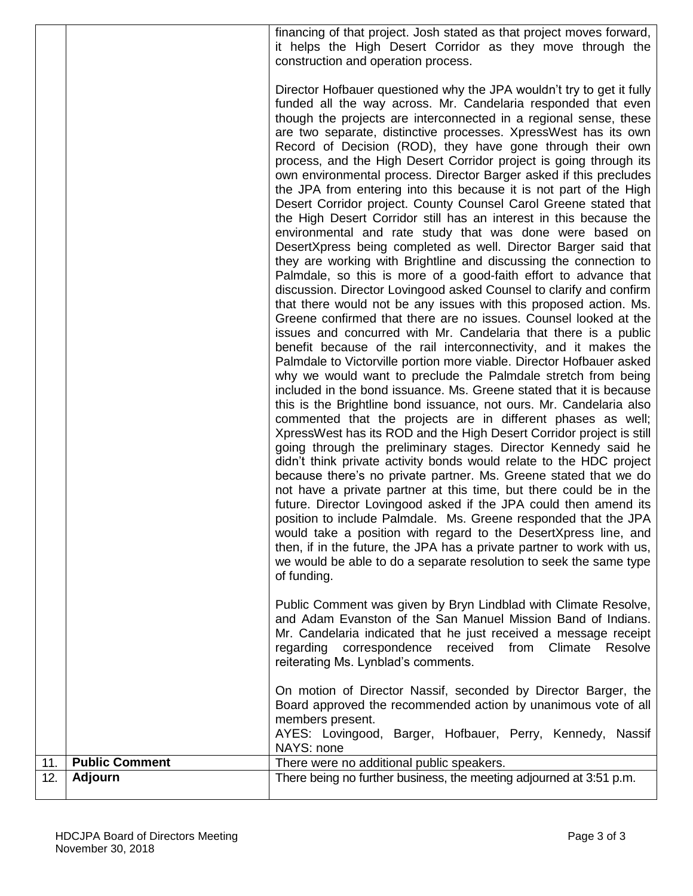| | | |
|---|---|---|
| | | financing of that project. Josh stated as that project moves forward, it helps the High Desert Corridor as they move through the construction and operation process.<br><br>Director Hofbauer questioned why the JPA wouldn't try to get it fully funded all the way across. Mr. Candelaria responded that even though the projects are interconnected in a regional sense, these are two separate, distinctive processes. XpressWest has its own Record of Decision (ROD), they have gone through their own process, and the High Desert Corridor project is going through its own environmental process. Director Barger asked if this precludes the JPA from entering into this because it is not part of the High Desert Corridor project. County Counsel Carol Greene stated that the High Desert Corridor still has an interest in this because the environmental and rate study that was done were based on DesertXpress being completed as well. Director Barger said that they are working with Brightline and discussing the connection to Palmdale, so this is more of a good-faith effort to advance that discussion. Director Lovingood asked Counsel to clarify and confirm that there would not be any issues with this proposed action. Ms. Greene confirmed that there are no issues. Counsel looked at the issues and concurred with Mr. Candelaria that there is a public benefit because of the rail interconnectivity, and it makes the Palmdale to Victorville portion more viable. Director Hofbauer asked why we would want to preclude the Palmdale stretch from being included in the bond issuance. Ms. Greene stated that it is because this is the Brightline bond issuance, not ours. Mr. Candelaria also commented that the projects are in different phases as well; XpressWest has its ROD and the High Desert Corridor project is still going through the preliminary stages. Director Kennedy said he didn't think private activity bonds would relate to the HDC project because there's no private partner. Ms. Greene stated that we do not have a private partner at this time, but there could be in the future. Director Lovingood asked if the JPA could then amend its position to include Palmdale. Ms. Greene responded that the JPA would take a position with regard to the DesertXpress line, and then, if in the future, the JPA has a private partner to work with us, we would be able to do a separate resolution to seek the same type of funding.<br><br>Public Comment was given by Bryn Lindblad with Climate Resolve, and Adam Evanston of the San Manuel Mission Band of Indians. Mr. Candelaria indicated that he just received a message receipt regarding correspondence received from Climate Resolve reiterating Ms. Lynblad's comments.<br><br>On motion of Director Nassif, seconded by Director Barger, the Board approved the recommended action by unanimous vote of all members present.<br>AYES: Lovingood, Barger, Hofbauer, Perry, Kennedy, Nassif<br>NAYS: none |
| 11. | **Public Comment** | There were no additional public speakers. |
| 12. | **Adjourn** | There being no further business, the meeting adjourned at 3:51 p.m. |

HDCJPA Board of Directors Meeting
November 30, 2018